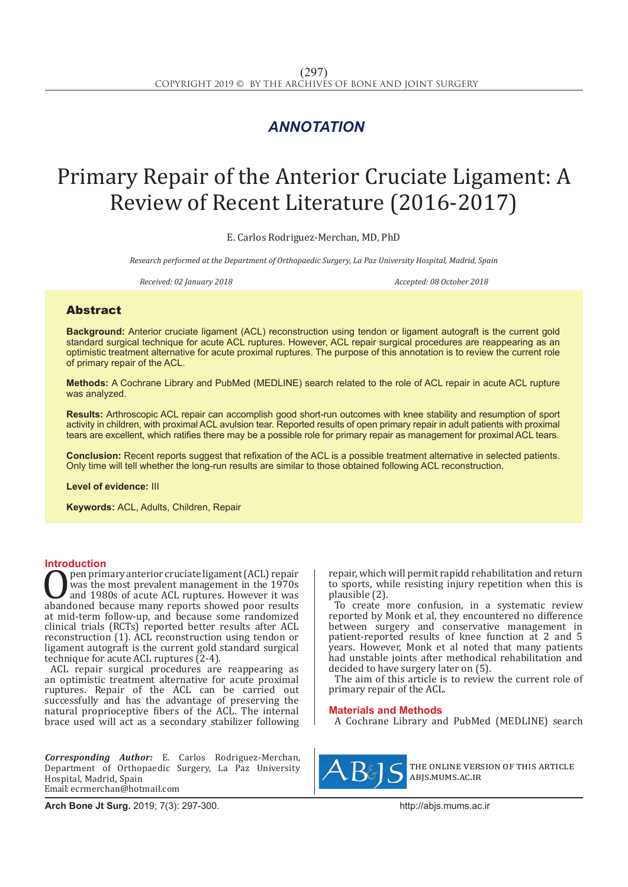*ANNOTATION*

# Primary Repair of the Anterior Cruciate Ligament: A Review of Recent Literature (2016-2017)

E. Carlos Rodriguez-Merchan, MD, PhD

*Research performed at the Department of Orthopaedic Surgery, La Paz University Hospital, Madrid, Spain*

*Received: 02 January 2018* *Accepted: 08 October 2018*

## Abstract

**Background:** Anterior cruciate ligament (ACL) reconstruction using tendon or ligament autograft is the current gold standard surgical technique for acute ACL ruptures. However, ACL repair surgical procedures are reappearing as an optimistic treatment alternative for acute proximal ruptures. The purpose of this annotation is to review the current role of primary repair of the ACL.

**Methods:** A Cochrane Library and PubMed (MEDLINE) search related to the role of ACL repair in acute ACL rupture was analyzed.

**Results:** Arthroscopic ACL repair can accomplish good short-run outcomes with knee stability and resumption of sport activity in children, with proximal ACL avulsion tear. Reported results of open primary repair in adult patients with proximal tears are excellent, which ratifies there may be a possible role for primary repair as management for proximal ACL tears.

**Conclusion:** Recent reports suggest that refixation of the ACL is a possible treatment alternative in selected patients. Only time will tell whether the long-run results are similar to those obtained following ACL reconstruction.

**Level of evidence:** III

**Keywords:** ACL, Adults, Children, Repair

## Introduction

Open primary anterior cruciate ligament (ACL) repair was the most prevalent management in the 1970s and 1980s of acute ACL ruptures. However it was abandoned because many reports showed poor results at mid-term follow-up, and because some randomized clinical trials (RCTs) reported better results after ACL reconstruction (1). ACL reconstruction using tendon or ligament autograft is the current gold standard surgical technique for acute ACL ruptures (2-4).

ACL repair surgical procedures are reappearing as an optimistic treatment alternative for acute proximal ruptures. Repair of the ACL can be carried out successfully and has the advantage of preserving the natural proprioceptive fibers of the ACL. The internal brace used will act as a secondary stabilizer following repair, which will permit rapidd rehabilitation and return to sports, while resisting injury repetition when this is plausible (2).

To create more confusion, in a systematic review reported by Monk et al, they encountered no difference between surgery and conservative management in patient-reported results of knee function at 2 and 5 years. However, Monk et al noted that many patients had unstable joints after methodical rehabilitation and decided to have surgery later on (5).

The aim of this article is to review the current role of primary repair of the ACL.

## Materials and Methods

A Cochrane Library and PubMed (MEDLINE) search

*Corresponding Author:* E. Carlos Rodriguez-Merchan, Department of Orthopaedic Surgery, La Paz University Hospital, Madrid, Spain
Email: ecrmerchan@hotmail.com

THE ONLINE VERSION OF THIS ARTICLE ABJS.MUMS.AC.IR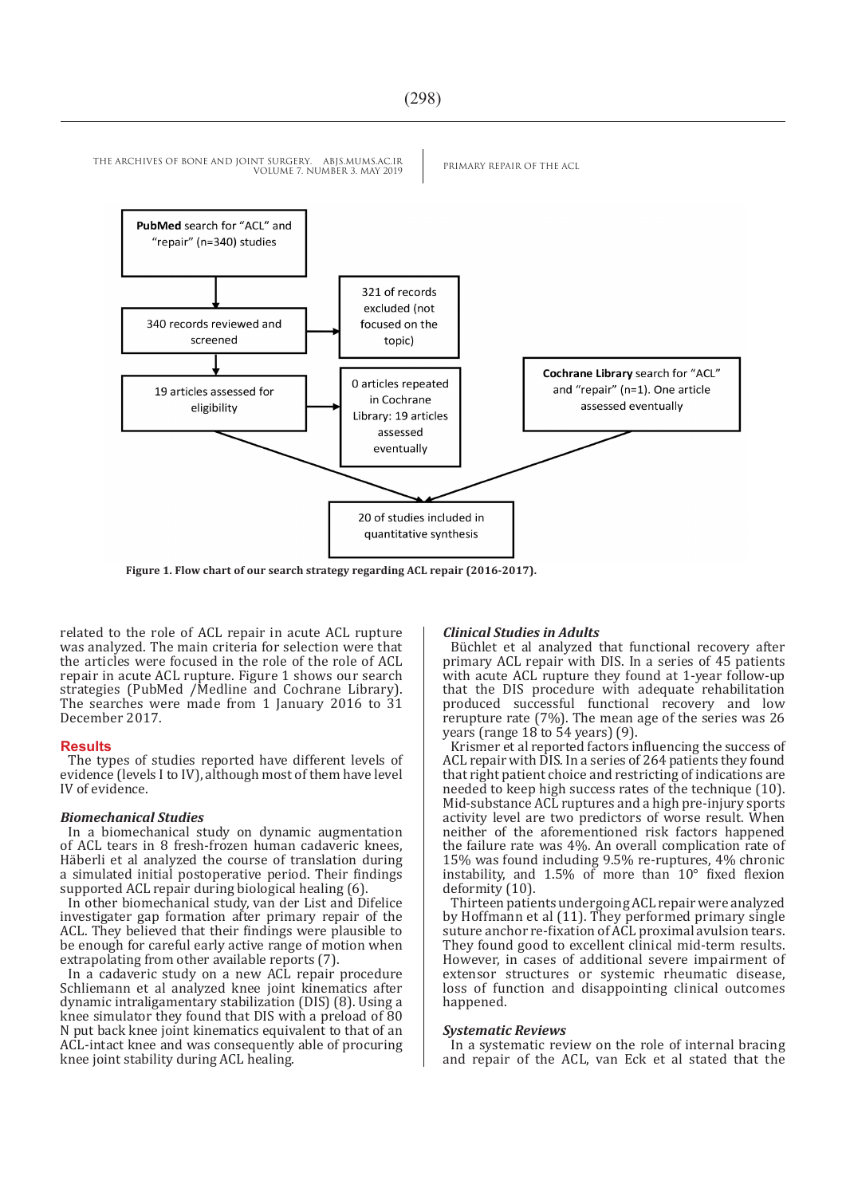PubMed search for "ACL" and "repair" (n=340) studies

340 records reviewed and screened

321 of records excluded (not focused on the topic)

19 articles assessed for eligibility

0 articles repeated in Cochrane Library: 19 articles assessed eventually

Cochrane Library search for "ACL" and "repair" (n=1). One article assessed eventually

20 of studies included in quantitative synthesis

**Figure 1. Flow chart of our search strategy regarding ACL repair (2016-2017).**

related to the role of ACL repair in acute ACL rupture was analyzed. The main criteria for selection were that the articles were focused in the role of the role of ACL repair in acute ACL rupture. Figure 1 shows our search strategies (PubMed /Medline and Cochrane Library). The searches were made from 1 January 2016 to 31 December 2017.

## Results

The types of studies reported have different levels of evidence (levels I to IV), although most of them have level IV of evidence.

### *Biomechanical Studies*

In a biomechanical study on dynamic augmentation of ACL tears in 8 fresh-frozen human cadaveric knees, Häberli et al analyzed the course of translation during a simulated initial postoperative period. Their findings supported ACL repair during biological healing (6).

In other biomechanical study, van der List and Difelice investigator gap formation after primary repair of the ACL. They believed that their findings were plausible to be enough for careful early active range of motion when extrapolating from other available reports (7).

In a cadaveric study on a new ACL repair procedure Schliemann et al analyzed knee joint kinematics after dynamic intraligamentary stabilization (DIS) (8). Using a knee simulator they found that DIS with a preload of 80 N put back knee joint kinematics equivalent to that of an ACL-intact knee and was consequently able of procuring knee joint stability during ACL healing.

### *Clinical Studies in Adults*

Büchlet et al analyzed that functional recovery after primary ACL repair with DIS. In a series of 45 patients with acute ACL rupture they found at 1-year follow-up that the DIS procedure with adequate rehabilitation produced successful functional recovery and low rerupture rate (7%). The mean age of the series was 26 years (range 18 to 54 years) (9).

Krismer et al reported factors influencing the success of ACL repair with DIS. In a series of 264 patients they found that right patient choice and restricting of indications are needed to keep high success rates of the technique (10). Mid-substance ACL ruptures and a high pre-injury sports activity level are two predictors of worse result. When neither of the aforementioned risk factors happened the failure rate was 4%. An overall complication rate of 15% was found including 9.5% re-ruptures, 4% chronic instability, and 1.5% of more than 10° fixed flexion deformity (10).

Thirteen patients undergoing ACL repair were analyzed by Hoffmann et al (11). They performed primary single suture anchor re-fixation of ACL proximal avulsion tears. They found good to excellent clinical mid-term results. However, in cases of additional severe impairment of extensor structures or systemic rheumatic disease, loss of function and disappointing clinical outcomes happened.

### *Systematic Reviews*

In a systematic review on the role of internal bracing and repair of the ACL, van Eck et al stated that the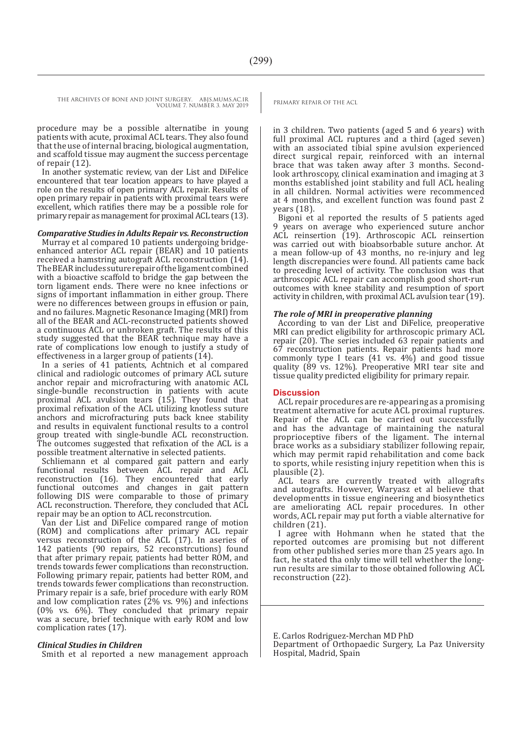procedure may be a possible alternatibe in young patients with acute, proximal ACL tears. They also found that the use of internal bracing, biological augmentation, and scaffold tissue may augment the success percentage of repair (12).

In another systematic review, van der List and DiFelice encountered that tear location appears to have played a role on the results of open primary ACL repair. Results of open primary repair in patients with proximal tears were excellent, which ratifies there may be a possible role for primary repair as management for proximal ACL tears (13).

### *Comparative Studies in Adults Repair vs. Reconstruction*

Murray et al compared 10 patients undergoing bridge-enhanced anterior ACL repair (BEAR) and 10 patients received a hamstring autograft ACL reconstruction (14). The BEAR includes suture repair of the ligament combined with a bioactive scaffold to bridge the gap between the torn ligament ends. There were no knee infections or signs of important inflammation in either group. There were no differences between groups in effusion or pain, and no failures. Magnetic Resonance Imaging (MRI) from all of the BEAR and ACL-reconstructed patients showed a continuous ACL or unbroken graft. The results of this study suggested that the BEAR technique may have a rate of complications low enough to justify a study of effectiveness in a larger group of patients (14).

In a series of 41 patients, Achtnich et al compared clinical and radiologic outcomes of primary ACL suture anchor repair and microfracturing with anatomic ACL single-bundle reconstruction in patients with acute proximal ACL avulsion tears (15). They found that proximal refixation of the ACL utilizing knotless suture anchors and microfracturing puts back knee stability and results in equivalent functional results to a control group treated with single-bundle ACL reconstruction. The outcomes suggested that refixation of the ACL is a possible treatment alternative in selected patients.

Schliemann et al compared gait pattern and early functional results between ACL repair and ACL reconstruction (16). They encountered that early functional outcomes and changes in gait pattern following DIS were comparable to those of primary ACL reconstruction. Therefore, they concluded that ACL repair may be an option to ACL reconstrcution.

Van der List and DiFelice compared range of motion (ROM) and complications after primary ACL repair versus reconstruction of the ACL (17). In aseries of 142 patients (90 repairs, 52 reconstrcutions) found that after primary repair, patients had better ROM, and trends towards fewer complications than reconstruction. Following primary repair, patients had better ROM, and trends towards fewer complications than reconstruction. Primary repair is a safe, brief procedure with early ROM and low complication rates (2% vs. 9%) and infections (0% vs. 6%). They concluded that primary repair was a secure, brief technique with early ROM and low complication rates (17).

### *Clinical Studies in Children*

Smith et al reported a new management approach in 3 children. Two patients (aged 5 and 6 years) with full proximal ACL ruptures and a third (aged seven) with an associated tibial spine avulsion experienced direct surgical repair, reinforced with an internal brace that was taken away after 3 months. Second-look arthroscopy, clinical examination and imaging at 3 months established joint stability and full ACL healing in all children. Normal activities were recommenced at 4 months, and excellent function was found past 2 years (18).

Bigoni et al reported the results of 5 patients aged 9 years on average who experienced suture anchor ACL reinsertion (19). Arthroscopic ACL reinsertion was carried out with bioabsorbable suture anchor. At a mean follow-up of 43 months, no re-injury and leg length discrepancies were found. All patients came back to preceding level of activity. The conclusion was that arthroscopic ACL repair can accomplish good short-run outcomes with knee stability and resumption of sport activity in children, with proximal ACL avulsion tear (19).

### *The role of MRI in preoperative planning*

According to van der List and DiFelice, preoperative MRI can predict eligibility for arthroscopic primary ACL repair (20). The series included 63 repair patients and 67 reconstruction patients. Repair patients had more commonly type I tears (41 vs. 4%) and good tissue quality (89 vs. 12%). Preoperative MRI tear site and tissue quality predicted eligibility for primary repair.

## Discussion

ACL repair procedures are re-appearing as a promising treatment alternative for acute ACL proximal ruptures. Repair of the ACL can be carried out successfully and has the advantage of maintaining the natural proprioceptive fibers of the ligament. The internal brace works as a subsidiary stabilizer following repair, which may permit rapid rehabilitation and come back to sports, while resisting injury repetition when this is plausible (2).

ACL tears are currently treated with allografts and autografts. However, Waryasz et al believe that developmentts in tissue engineering and biosynthetics are ameliorating ACL repair procedures. In other words, ACL repair may put forth a viable alternative for children (21).

I agree with Hohmann when he stated that the reported outcomes are promising but not different from other published series more than 25 years ago. In fact, he stated tha only time will tell whether the long-run results are similar to those obtained following ACL reconstruction (22).

E. Carlos Rodriguez-Merchan MD PhD
Department of Orthopaedic Surgery, La Paz University Hospital, Madrid, Spain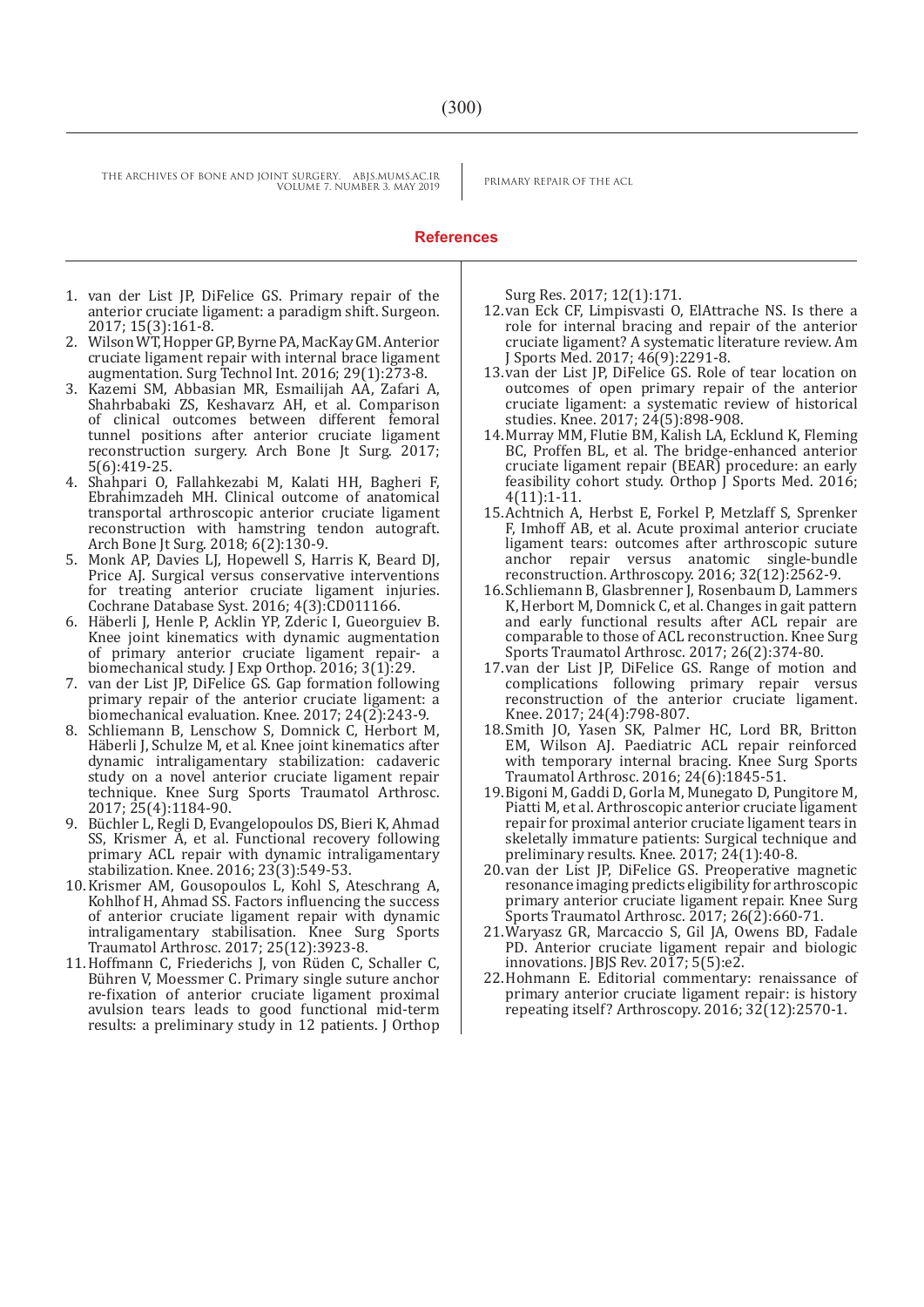## References

1. van der List JP, DiFelice GS. Primary repair of the anterior cruciate ligament: a paradigm shift. Surgeon. 2017; 15(3):161-8.
2. Wilson WT, Hopper GP, Byrne PA, MacKay GM. Anterior cruciate ligament repair with internal brace ligament augmentation. Surg Technol Int. 2016; 29(1):273-8.
3. Kazemi SM, Abbasian MR, Esmailijah AA, Zafari A, Shahrbabaki ZS, Keshavarz AH, et al. Comparison of clinical outcomes between different femoral tunnel positions after anterior cruciate ligament reconstruction surgery. Arch Bone Jt Surg. 2017; 5(6):419-25.
4. Shahpari O, Fallahkezabi M, Kalati HH, Bagheri F, Ebrahimzadeh MH. Clinical outcome of anatomical transportal arthroscopic anterior cruciate ligament reconstruction with hamstring tendon autograft. Arch Bone Jt Surg. 2018; 6(2):130-9.
5. Monk AP, Davies LJ, Hopewell S, Harris K, Beard DJ, Price AJ. Surgical versus conservative interventions for treating anterior cruciate ligament injuries. Cochrane Database Syst. 2016; 4(3):CD011166.
6. Häberli J, Henle P, Acklin YP, Zderic I, Gueorguiev B. Knee joint kinematics with dynamic augmentation of primary anterior cruciate ligament repair- a biomechanical study. J Exp Orthop. 2016; 3(1):29.
7. van der List JP, DiFelice GS. Gap formation following primary repair of the anterior cruciate ligament: a biomechanical evaluation. Knee. 2017; 24(2):243-9.
8. Schliemann B, Lenschow S, Domnick C, Herbort M, Häberli J, Schulze M, et al. Knee joint kinematics after dynamic intraligamentary stabilization: cadaveric study on a novel anterior cruciate ligament repair technique. Knee Surg Sports Traumatol Arthrosc. 2017; 25(4):1184-90.
9. Büchler L, Regli D, Evangelopoulos DS, Bieri K, Ahmad SS, Krismer A, et al. Functional recovery following primary ACL repair with dynamic intraligamentary stabilization. Knee. 2016; 23(3):549-53.
10. Krismer AM, Gousopoulos L, Kohl S, Ateschrang A, Kohlhof H, Ahmad SS. Factors influencing the success of anterior cruciate ligament repair with dynamic intraligamentary stabilisation. Knee Surg Sports Traumatol Arthrosc. 2017; 25(12):3923-8.
11. Hoffmann C, Friederichs J, von Rüden C, Schaller C, Bühren V, Moessmer C. Primary single suture anchor re-fixation of anterior cruciate ligament proximal avulsion tears leads to good functional mid-term results: a preliminary study in 12 patients. J Orthop Surg Res. 2017; 12(1):171.
12. van Eck CF, Limpisvasti O, ElAttrache NS. Is there a role for internal bracing and repair of the anterior cruciate ligament? A systematic literature review. Am J Sports Med. 2017; 46(9):2291-8.
13. van der List JP, DiFelice GS. Role of tear location on outcomes of open primary repair of the anterior cruciate ligament: a systematic review of historical studies. Knee. 2017; 24(5):898-908.
14. Murray MM, Flutie BM, Kalish LA, Ecklund K, Fleming BC, Proffen BL, et al. The bridge-enhanced anterior cruciate ligament repair (BEAR) procedure: an early feasibility cohort study. Orthop J Sports Med. 2016; 4(11):1-11.
15. Achtnich A, Herbst E, Forkel P, Metzlaff S, Sprenker F, Imhoff AB, et al. Acute proximal anterior cruciate ligament tears: outcomes after arthroscopic suture anchor repair versus anatomic single-bundle reconstruction. Arthroscopy. 2016; 32(12):2562-9.
16. Schliemann B, Glasbrenner J, Rosenbaum D, Lammers K, Herbort M, Domnick C, et al. Changes in gait pattern and early functional results after ACL repair are comparable to those of ACL reconstruction. Knee Surg Sports Traumatol Arthrosc. 2017; 26(2):374-80.
17. van der List JP, DiFelice GS. Range of motion and complications following primary repair versus reconstruction of the anterior cruciate ligament. Knee. 2017; 24(4):798-807.
18. Smith JO, Yasen SK, Palmer HC, Lord BR, Britton EM, Wilson AJ. Paediatric ACL repair reinforced with temporary internal bracing. Knee Surg Sports Traumatol Arthrosc. 2016; 24(6):1845-51.
19. Bigoni M, Gaddi D, Gorla M, Munegato D, Pungitore M, Piatti M, et al. Arthroscopic anterior cruciate ligament repair for proximal anterior cruciate ligament tears in skeletally immature patients: Surgical technique and preliminary results. Knee. 2017; 24(1):40-8.
20. van der List JP, DiFelice GS. Preoperative magnetic resonance imaging predicts eligibility for arthroscopic primary anterior cruciate ligament repair. Knee Surg Sports Traumatol Arthrosc. 2017; 26(2):660-71.
21. Waryasz GR, Marcaccio S, Gil JA, Owens BD, Fadale PD. Anterior cruciate ligament repair and biologic innovations. JBJS Rev. 2017; 5(5):e2.
22. Hohmann E. Editorial commentary: renaissance of primary anterior cruciate ligament repair: is history repeating itself? Arthroscopy. 2016; 32(12):2570-1.